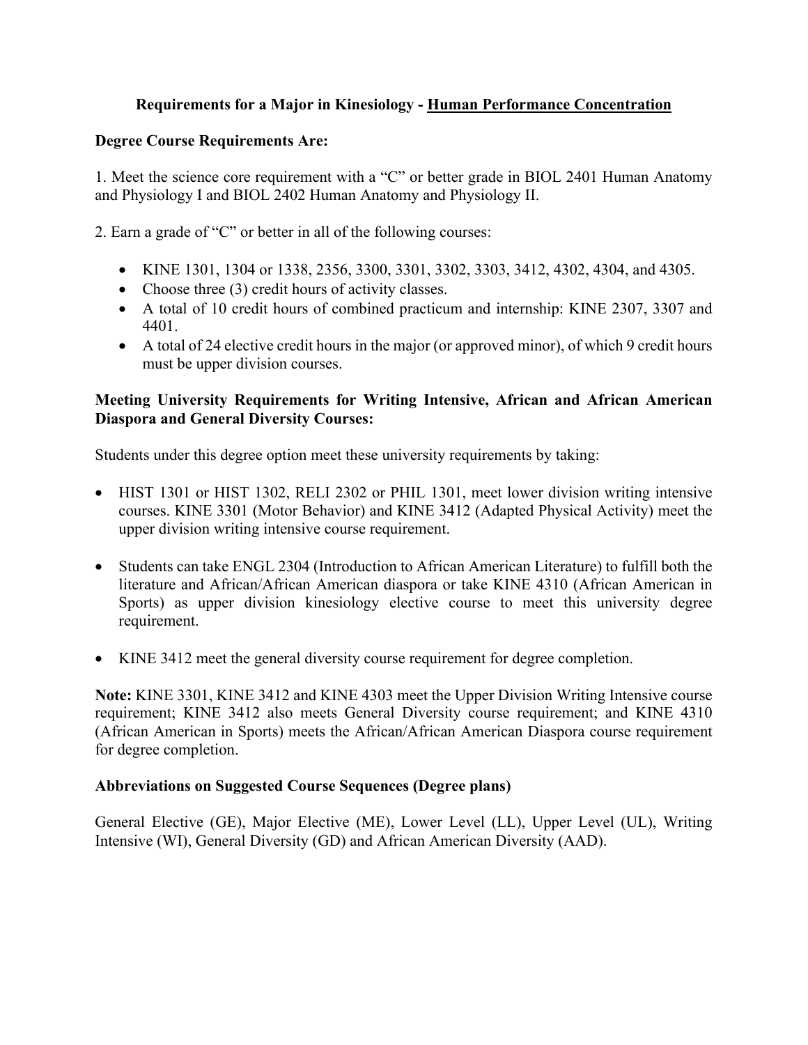# Requirements for a Major in Kinesiology - <u>Human Performance Concentration</u>

**Degree Course Requirements Are:**

1. Meet the science core requirement with a "C" or better grade in BIOL 2401 Human Anatomy and Physiology I and BIOL 2402 Human Anatomy and Physiology II.

2. Earn a grade of "C" or better in all of the following courses:

- KINE 1301, 1304 or 1338, 2356, 3300, 3301, 3302, 3303, 3412, 4302, 4304, and 4305.
- Choose three (3) credit hours of activity classes.
- A total of 10 credit hours of combined practicum and internship: KINE 2307, 3307 and 4401.
- A total of 24 elective credit hours in the major (or approved minor), of which 9 credit hours must be upper division courses.

**Meeting University Requirements for Writing Intensive, African and African American Diaspora and General Diversity Courses:**

Students under this degree option meet these university requirements by taking:

- HIST 1301 or HIST 1302, RELI 2302 or PHIL 1301, meet lower division writing intensive courses. KINE 3301 (Motor Behavior) and KINE 3412 (Adapted Physical Activity) meet the upper division writing intensive course requirement.
- Students can take ENGL 2304 (Introduction to African American Literature) to fulfill both the literature and African/African American diaspora or take KINE 4310 (African American in Sports) as upper division kinesiology elective course to meet this university degree requirement.
- KINE 3412 meet the general diversity course requirement for degree completion.

**Note:** KINE 3301, KINE 3412 and KINE 4303 meet the Upper Division Writing Intensive course requirement; KINE 3412 also meets General Diversity course requirement; and KINE 4310 (African American in Sports) meets the African/African American Diaspora course requirement for degree completion.

**Abbreviations on Suggested Course Sequences (Degree plans)**

General Elective (GE), Major Elective (ME), Lower Level (LL), Upper Level (UL), Writing Intensive (WI), General Diversity (GD) and African American Diversity (AAD).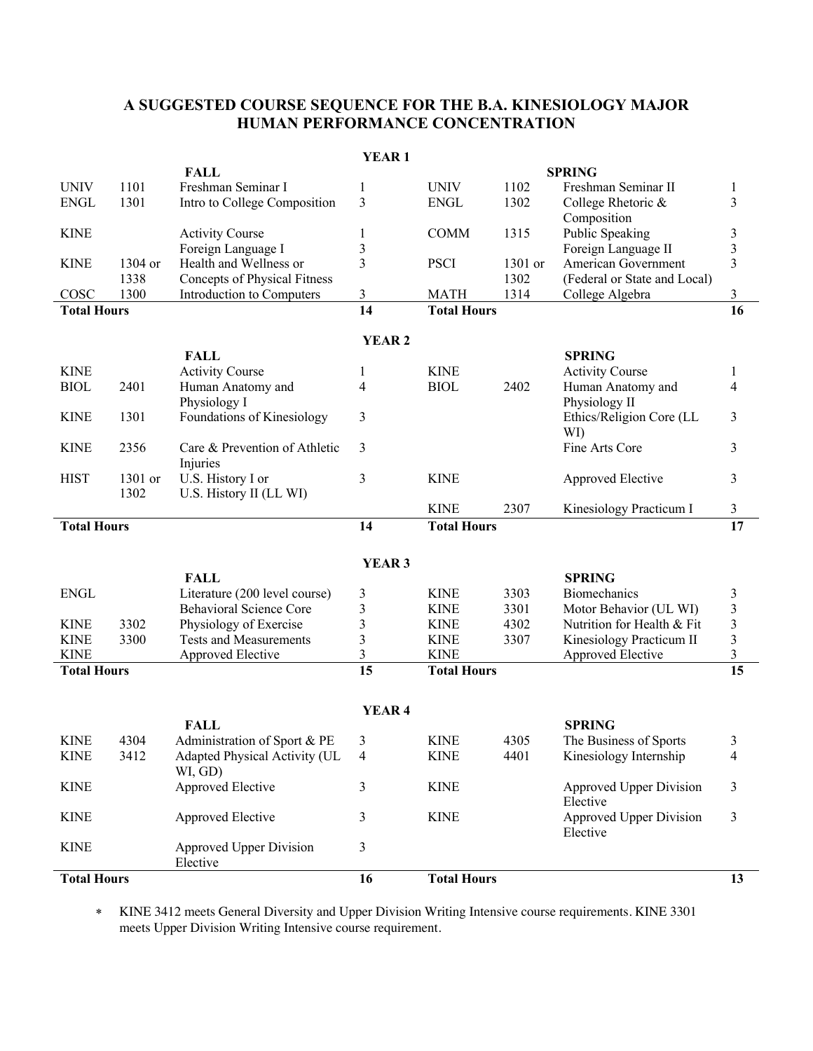## A SUGGESTED COURSE SEQUENCE FOR THE B.A. KINESIOLOGY MAJOR HUMAN PERFORMANCE CONCENTRATION

### YEAR 1

| | | FALL | | | | SPRING | |
|---|---|---|---|---|---|---|---|
| UNIV | 1101 | Freshman Seminar I | 1 | UNIV | 1102 | Freshman Seminar II | 1 |
| ENGL | 1301 | Intro to College Composition | 3 | ENGL | 1302 | College Rhetoric & Composition | 3 |
| KINE | | Activity Course | 1 | COMM | 1315 | Public Speaking | 3 |
| | | Foreign Language I | 3 | | | Foreign Language II | 3 |
| KINE | 1304 or 1338 | Health and Wellness or Concepts of Physical Fitness | 3 | PSCI | 1301 or 1302 | American Government (Federal or State and Local) | 3 |
| COSC | 1300 | Introduction to Computers | 3 | MATH | 1314 | College Algebra | 3 |
| **Total Hours** | | | **14** | **Total Hours** | | | **16** |

### YEAR 2

| | | FALL | | | | SPRING | |
|---|---|---|---|---|---|---|---|
| KINE | | Activity Course | 1 | KINE | | Activity Course | 1 |
| BIOL | 2401 | Human Anatomy and Physiology I | 4 | BIOL | 2402 | Human Anatomy and Physiology II | 4 |
| KINE | 1301 | Foundations of Kinesiology | 3 | | | Ethics/Religion Core (LL WI) | 3 |
| KINE | 2356 | Care & Prevention of Athletic Injuries | 3 | | | Fine Arts Core | 3 |
| HIST | 1301 or 1302 | U.S. History I or U.S. History II (LL WI) | 3 | KINE | | Approved Elective | 3 |
| | | | | KINE | 2307 | Kinesiology Practicum I | 3 |
| **Total Hours** | | | **14** | **Total Hours** | | | **17** |

### YEAR 3

| | | FALL | | | | SPRING | |
|---|---|---|---|---|---|---|---|
| ENGL | | Literature (200 level course) | 3 | KINE | 3303 | Biomechanics | 3 |
| | | Behavioral Science Core | 3 | KINE | 3301 | Motor Behavior (UL WI) | 3 |
| KINE | 3302 | Physiology of Exercise | 3 | KINE | 4302 | Nutrition for Health & Fit | 3 |
| KINE | 3300 | Tests and Measurements | 3 | KINE | 3307 | Kinesiology Practicum II | 3 |
| KINE | | Approved Elective | 3 | KINE | | Approved Elective | 3 |
| **Total Hours** | | | **15** | **Total Hours** | | | **15** |

### YEAR 4

| | | FALL | | | | SPRING | |
|---|---|---|---|---|---|---|---|
| KINE | 4304 | Administration of Sport & PE | 3 | KINE | 4305 | The Business of Sports | 3 |
| KINE | 3412 | Adapted Physical Activity (UL WI, GD) | 4 | KINE | 4401 | Kinesiology Internship | 4 |
| KINE | | Approved Elective | 3 | KINE | | Approved Upper Division Elective | 3 |
| KINE | | Approved Elective | 3 | KINE | | Approved Upper Division Elective | 3 |
| KINE | | Approved Upper Division Elective | 3 | | | | |
| **Total Hours** | | | **16** | **Total Hours** | | | **13** |

- KINE 3412 meets General Diversity and Upper Division Writing Intensive course requirements. KINE 3301 meets Upper Division Writing Intensive course requirement.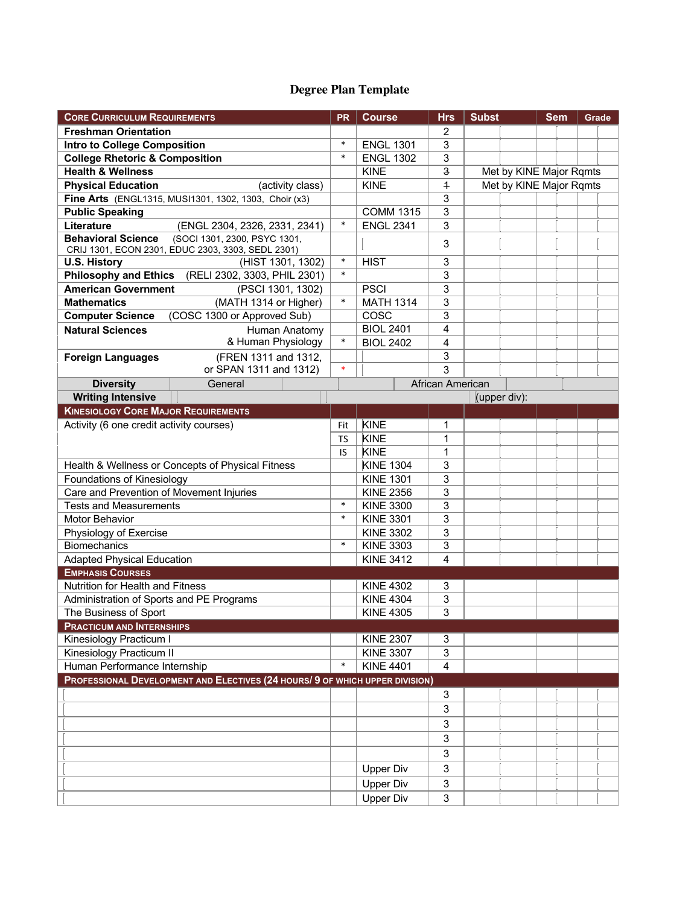# Degree Plan Template

| Core Curriculum Requirements | PR | Course | Hrs | Subst | | Sem | Grade |
|---|---|---|---|---|---|---|---|
| **Freshman Orientation** | | | 2 | | | | |
| **Intro to College Composition** | * | ENGL 1301 | 3 | | | | |
| **College Rhetoric & Composition** | * | ENGL 1302 | 3 | | | | |
| **Health & Wellness** | | KINE | ~~3~~ | Met by KINE Major Rqmts | | | |
| **Physical Education** (activity class) | | KINE | ~~1~~ | Met by KINE Major Rqmts | | | |
| **Fine Arts** (ENGL1315, MUSI1301, 1302, 1303, Choir (x3) | | | 3 | | | | |
| **Public Speaking** | | COMM 1315 | 3 | | | | |
| **Literature** (ENGL 2304, 2326, 2331, 2341) | * | ENGL 2341 | 3 | | | | |
| **Behavioral Science** (SOCI 1301, 2300, PSYC 1301, CRIJ 1301, ECON 2301, EDUC 2303, 3303, SEDL 2301) | | | 3 | | | | |
| **U.S. History** (HIST 1301, 1302) | * | HIST | 3 | | | | |
| **Philosophy and Ethics** (RELI 2302, 3303, PHIL 2301) | * | | 3 | | | | |
| **American Government** (PSCI 1301, 1302) | | PSCI | 3 | | | | |
| **Mathematics** (MATH 1314 or Higher) | * | MATH 1314 | 3 | | | | |
| **Computer Science** (COSC 1300 or Approved Sub) | | COSC | 3 | | | | |
| **Natural Sciences** Human Anatomy | | BIOL 2401 | 4 | | | | |
| & Human Physiology | * | BIOL 2402 | 4 | | | | |
| **Foreign Languages** (FREN 1311 and 1312, | | | 3 | | | | |
| or SPAN 1311 and 1312) | * | | 3 | | | | |
| **Diversity** | General | | | African American | | | |
| **Writing Intensive** | | | | (upper div): | | | |
| **Kinesiology Core Major Requirements** | | | | | | | |
| Activity (6 one credit activity courses) | Fit | KINE | 1 | | | | |
| | TS | KINE | 1 | | | | |
| | IS | KINE | 1 | | | | |
| Health & Wellness or Concepts of Physical Fitness | | KINE 1304 | 3 | | | | |
| Foundations of Kinesiology | | KINE 1301 | 3 | | | | |
| Care and Prevention of Movement Injuries | | KINE 2356 | 3 | | | | |
| Tests and Measurements | * | KINE 3300 | 3 | | | | |
| Motor Behavior | * | KINE 3301 | 3 | | | | |
| Physiology of Exercise | | KINE 3302 | 3 | | | | |
| Biomechanics | * | KINE 3303 | 3 | | | | |
| Adapted Physical Education | | KINE 3412 | 4 | | | | |
| **Emphasis Courses** | | | | | | | |
| Nutrition for Health and Fitness | | KINE 4302 | 3 | | | | |
| Administration of Sports and PE Programs | | KINE 4304 | 3 | | | | |
| The Business of Sport | | KINE 4305 | 3 | | | | |
| **Practicum and Internships** | | | | | | | |
| Kinesiology Practicum I | | KINE 2307 | 3 | | | | |
| Kinesiology Practicum II | | KINE 3307 | 3 | | | | |
| Human Performance Internship | * | KINE 4401 | 4 | | | | |
| **Professional Development and Electives (24 hours/ 9 of which upper division)** | | | | | | | |
| | | | 3 | | | | |
| | | | 3 | | | | |
| | | | 3 | | | | |
| | | | 3 | | | | |
| | | | 3 | | | | |
| | | Upper Div | 3 | | | | |
| | | Upper Div | 3 | | | | |
| | | Upper Div | 3 | | | | |